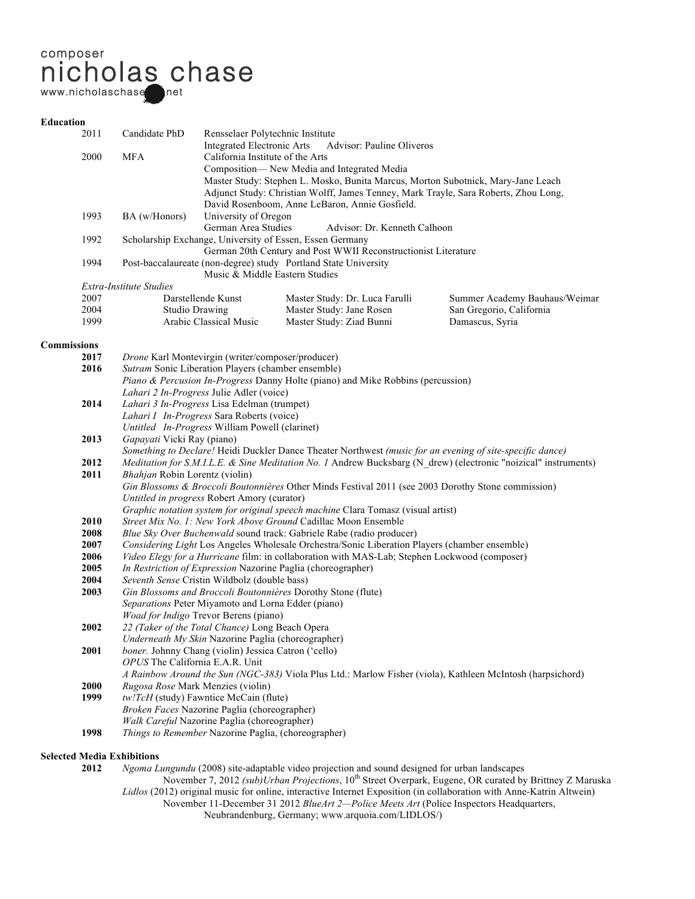composer
# nicholas chase

www.nicholaschase.net

## Education

| | | |
|---|---|---|
| 2011 | Candidate PhD | Rensselaer Polytechnic Institute<br>Integrated Electronic Arts Advisor: Pauline Oliveros |
| 2000 | MFA | California Institute of the Arts<br>Composition— New Media and Integrated Media<br>Master Study: Stephen L. Mosko, Bunita Marcus, Morton Subotnick, Mary-Jane Leach<br>Adjunct Study: Christian Wolff, James Tenney, Mark Trayle, Sara Roberts, Zhou Long, David Rosenboom, Anne LeBaron, Annie Gosfield. |
| 1993 | BA (w/Honors) | University of Oregon<br>German Area Studies Advisor: Dr. Kenneth Calhoon |
| 1992 | Scholarship Exchange, University of Essen, Essen Germany | German 20th Century and Post WWII Reconstructionist Literature |
| 1994 | Post-baccalaureate (non-degree) study Portland State University | Music & Middle Eastern Studies |

*Extra-Institute Studies*

| | | | |
|---|---|---|---|
| 2007 | Darstellende Kunst | Master Study: Dr. Luca Farulli | Summer Academy Bauhaus/Weimar |
| 2004 | Studio Drawing | Master Study: Jane Rosen | San Gregorio, California |
| 1999 | Arabic Classical Music | Master Study: Ziad Bunni | Damascus, Syria |

## Commissions

**2017** *Drone* Karl Montevirgin (writer/composer/producer)

**2016** *Sutram* Sonic Liberation Players (chamber ensemble)
*Piano & Percusion In-Progress* Danny Holte (piano) and Mike Robbins (percussion)
*Lahari 2 In-Progress* Julie Adler (voice)

**2014** *Lahari 3 In-Progress* Lisa Edelman (trumpet)
*Lahari I In-Progress* Sara Roberts (voice)
*Untitled In-Progress* William Powell (clarinet)

**2013** *Gapayati* Vicki Ray (piano)
*Something to Declare!* Heidi Duckler Dance Theater Northwest *(music for an evening of site-specific dance)*

**2012** *Meditation for S.M.I.L.E. & Sine Meditation No. 1* Andrew Bucksbarg (N_drew) (electronic "noizical" instruments)

**2011** *Bhahjan* Robin Lorentz (violin)
*Gin Blossoms & Broccoli Boutonnières* Other Minds Festival 2011 (see 2003 Dorothy Stone commission)
*Untitled in progress* Robert Amory (curator)
*Graphic notation system for original speech machine* Clara Tomasz (visual artist)

**2010** *Street Mix No. 1: New York Above Ground* Cadillac Moon Ensemble

**2008** *Blue Sky Over Buchenwald* sound track: Gabriele Rabe (radio producer)

**2007** *Considering Light* Los Angeles Wholesale Orchestra/Sonic Liberation Players (chamber ensemble)

**2006** *Video Elegy for a Hurricane* film: in collaboration with MAS-Lab; Stephen Lockwood (composer)

**2005** *In Restriction of Expression* Nazorine Paglia (choreographer)

**2004** *Seventh Sense* Cristin Wildbolz (double bass)

**2003** *Gin Blossoms and Broccoli Boutonnières* Dorothy Stone (flute)
*Separations* Peter Miyamoto and Lorna Edder (piano)
*Woad for Indigo* Trevor Berens (piano)

**2002** *22 (Taker of the Total Chance)* Long Beach Opera
*Underneath My Skin* Nazorine Paglia (choreographer)

**2001** *boner.* Johnny Chang (violin) Jessica Catron ('cello)
*OPUS* The California E.A.R. Unit
*A Rainbow Around the Sun (NGC-383)* Viola Plus Ltd.: Marlow Fisher (viola), Kathleen McIntosh (harpsichord)

**2000** *Rugosa Rose* Mark Menzies (violin)

**1999** *tw!TcH* (study) Fawntice McCain (flute)
*Broken Faces* Nazorine Paglia (choreographer)
*Walk Careful* Nazorine Paglia (choreographer)

**1998** *Things to Remember* Nazorine Paglia, (choreographer)

## Selected Media Exhibitions

**2012** *Ngoma Lungundu* (2008) site-adaptable video projection and sound designed for urban landscapes
November 7, 2012 *(sub)Urban Projections*, 10th Street Overpark, Eugene, OR curated by Brittney Z Maruska
*Lidlos* (2012) original music for online, interactive Internet Exposition (in collaboration with Anne-Katrin Altwein)
November 11-December 31 2012 *BlueArt 2—Police Meets Art* (Police Inspectors Headquarters, Neubrandenburg, Germany; www.arquoia.com/LIDLOS/)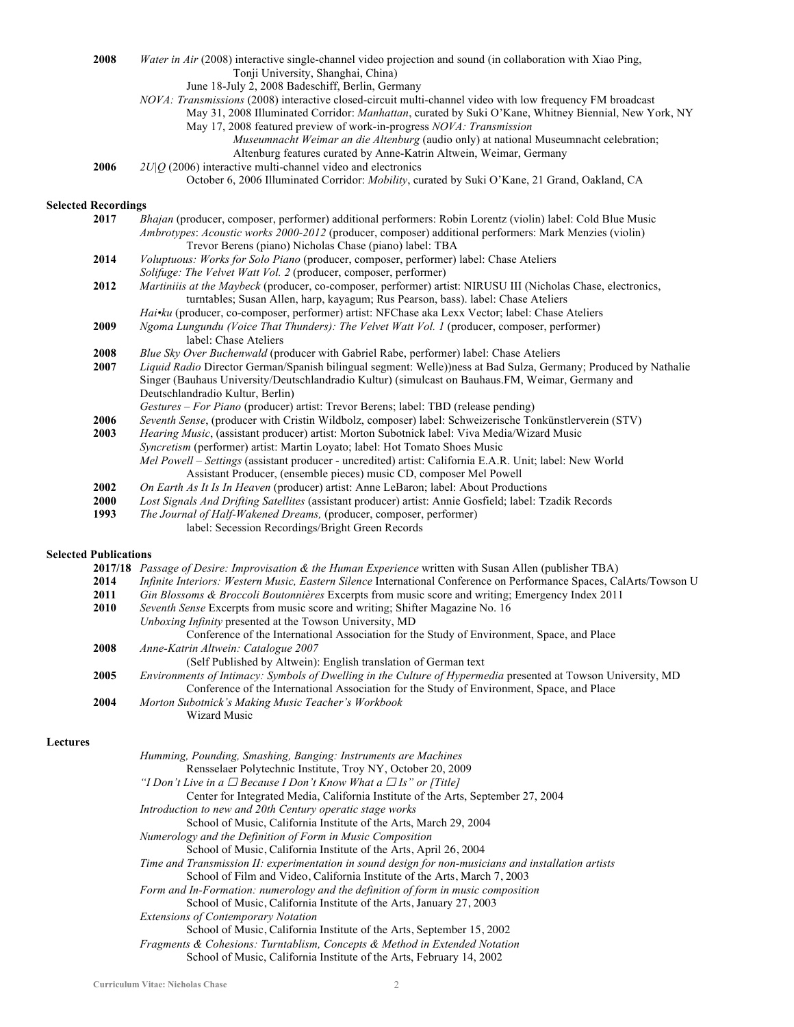**2008** *Water in Air* (2008) interactive single-channel video projection and sound (in collaboration with Xiao Ping, Tonji University, Shanghai, China)
June 18-July 2, 2008 Badeschiff, Berlin, Germany

*NOVA: Transmissions* (2008) interactive closed-circuit multi-channel video with low frequency FM broadcast
May 31, 2008 Illuminated Corridor: *Manhattan*, curated by Suki O'Kane, Whitney Biennial, New York, NY
May 17, 2008 featured preview of work-in-progress *NOVA: Transmission*
*Museumnacht Weimar an die Altenburg* (audio only) at national Museumnacht celebration; Altenburg features curated by Anne-Katrin Altwein, Weimar, Germany

**2006** *2U|Q* (2006) interactive multi-channel video and electronics
October 6, 2006 Illuminated Corridor: *Mobility*, curated by Suki O'Kane, 21 Grand, Oakland, CA

## Selected Recordings

**2017** *Bhajan* (producer, composer, performer) additional performers: Robin Lorentz (violin) label: Cold Blue Music
*Ambrotypes*: *Acoustic works 2000-2012* (producer, composer) additional performers: Mark Menzies (violin) Trevor Berens (piano) Nicholas Chase (piano) label: TBA

**2014** *Voluptuous: Works for Solo Piano* (producer, composer, performer) label: Chase Ateliers
*Solifuge: The Velvet Watt Vol. 2* (producer, composer, performer)

**2012** *Martiniiis at the Maybeck* (producer, co-composer, performer) artist: NIRUSU III (Nicholas Chase, electronics, turntables; Susan Allen, harp, kayagum; Rus Pearson, bass). label: Chase Ateliers
*Hai•ku* (producer, co-composer, performer) artist: NFChase aka Lexx Vector; label: Chase Ateliers

**2009** *Ngoma Lungundu (Voice That Thunders): The Velvet Watt Vol. 1* (producer, composer, performer) label: Chase Ateliers

**2008** *Blue Sky Over Buchenwald* (producer with Gabriel Rabe, performer) label: Chase Ateliers

**2007** *Liquid Radio* Director German/Spanish bilingual segment: Welle))ness at Bad Sulza, Germany; Produced by Nathalie Singer (Bauhaus University/Deutschlandradio Kultur) (simulcast on Bauhaus.FM, Weimar, Germany and Deutschlandradio Kultur, Berlin)
*Gestures – For Piano* (producer) artist: Trevor Berens; label: TBD (release pending)

**2006** *Seventh Sense*, (producer with Cristin Wildbolz, composer) label: Schweizerische Tonkünstlerverein (STV)

**2003** *Hearing Music*, (assistant producer) artist: Morton Subotnick label: Viva Media/Wizard Music
*Syncretism* (performer) artist: Martin Loyato; label: Hot Tomato Shoes Music
*Mel Powell – Settings* (assistant producer - uncredited) artist: California E.A.R. Unit; label: New World Assistant Producer, (ensemble pieces) music CD, composer Mel Powell

**2002** *On Earth As It Is In Heaven* (producer) artist: Anne LeBaron; label: About Productions

**2000** *Lost Signals And Drifting Satellites* (assistant producer) artist: Annie Gosfield; label: Tzadik Records

**1993** *The Journal of Half-Wakened Dreams,* (producer, composer, performer) label: Secession Recordings/Bright Green Records

## Selected Publications

**2017/18** *Passage of Desire: Improvisation & the Human Experience* written with Susan Allen (publisher TBA)

**2014** *Infinite Interiors: Western Music, Eastern Silence* International Conference on Performance Spaces, CalArts/Towson U

**2011** *Gin Blossoms & Broccoli Boutonnières* Excerpts from music score and writing; Emergency Index 2011

**2010** *Seventh Sense* Excerpts from music score and writing; Shifter Magazine No. 16
*Unboxing Infinity* presented at the Towson University, MD
Conference of the International Association for the Study of Environment, Space, and Place

**2008** *Anne-Katrin Altwein: Catalogue 2007*
(Self Published by Altwein): English translation of German text

**2005** *Environments of Intimacy: Symbols of Dwelling in the Culture of Hypermedia* presented at Towson University, MD
Conference of the International Association for the Study of Environment, Space, and Place

**2004** *Morton Subotnick's Making Music Teacher's Workbook*
Wizard Music

## Lectures

*Humming, Pounding, Smashing, Banging: Instruments are Machines*
Rensselaer Polytechnic Institute, Troy NY, October 20, 2009

*"I Don't Live in a ☐ Because I Don't Know What a ☐ Is" or [Title]*
Center for Integrated Media, California Institute of the Arts, September 27, 2004

*Introduction to new and 20th Century operatic stage works*
School of Music, California Institute of the Arts, March 29, 2004

*Numerology and the Definition of Form in Music Composition*
School of Music, California Institute of the Arts, April 26, 2004

*Time and Transmission II: experimentation in sound design for non-musicians and installation artists*
School of Film and Video, California Institute of the Arts, March 7, 2003

*Form and In-Formation: numerology and the definition of form in music composition*
School of Music, California Institute of the Arts, January 27, 2003

*Extensions of Contemporary Notation*
School of Music, California Institute of the Arts, September 15, 2002

*Fragments & Cohesions: Turntablism, Concepts & Method in Extended Notation*
School of Music, California Institute of the Arts, February 14, 2002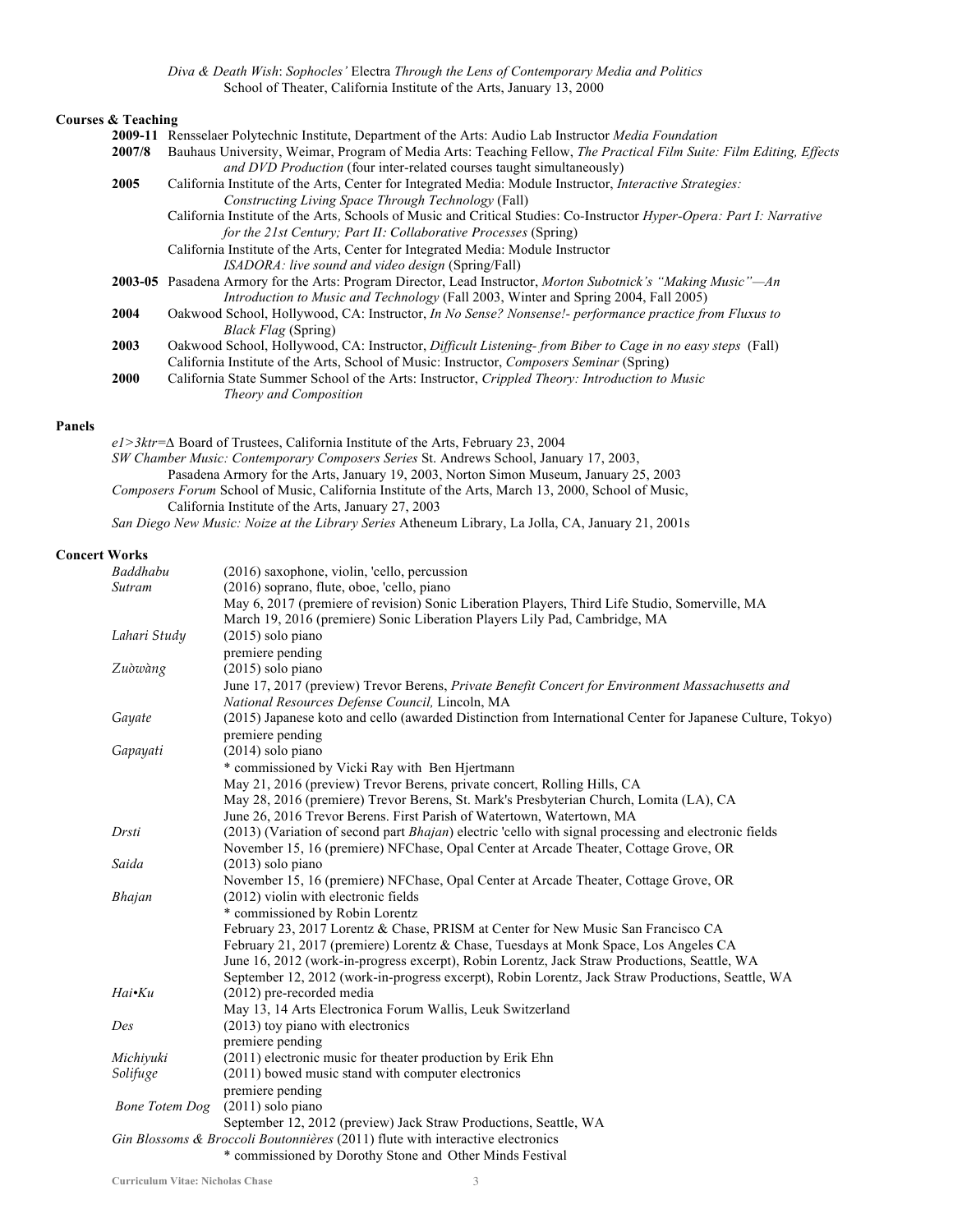*Diva & Death Wish*: *Sophocles'* Electra *Through the Lens of Contemporary Media and Politics*
School of Theater, California Institute of the Arts, January 13, 2000

### Courses & Teaching

**2009-11** Rensselaer Polytechnic Institute, Department of the Arts: Audio Lab Instructor *Media Foundation*

**2007/8** Bauhaus University, Weimar, Program of Media Arts: Teaching Fellow, *The Practical Film Suite: Film Editing, Effects and DVD Production* (four inter-related courses taught simultaneously)

**2005** California Institute of the Arts, Center for Integrated Media: Module Instructor, *Interactive Strategies: Constructing Living Space Through Technology* (Fall)
California Institute of the Arts, Schools of Music and Critical Studies: Co-Instructor *Hyper-Opera: Part I: Narrative for the 21st Century; Part II: Collaborative Processes* (Spring)
California Institute of the Arts, Center for Integrated Media: Module Instructor
*ISADORA: live sound and video design* (Spring/Fall)

**2003-05** Pasadena Armory for the Arts: Program Director, Lead Instructor, *Morton Subotnick's "Making Music"—An Introduction to Music and Technology* (Fall 2003, Winter and Spring 2004, Fall 2005)

**2004** Oakwood School, Hollywood, CA: Instructor, *In No Sense? Nonsense!- performance practice from Fluxus to Black Flag* (Spring)

**2003** Oakwood School, Hollywood, CA: Instructor, *Difficult Listening- from Biber to Cage in no easy steps* (Fall)
California Institute of the Arts, School of Music: Instructor, *Composers Seminar* (Spring)

**2000** California State Summer School of the Arts: Instructor, *Crippled Theory: Introduction to Music Theory and Composition*

### Panels

*e1>3ktr=∆* Board of Trustees, California Institute of the Arts, February 23, 2004
*SW Chamber Music: Contemporary Composers Series* St. Andrews School, January 17, 2003, Pasadena Armory for the Arts, January 19, 2003, Norton Simon Museum, January 25, 2003
*Composers Forum* School of Music, California Institute of the Arts, March 13, 2000, School of Music, California Institute of the Arts, January 27, 2003
*San Diego New Music: Noize at the Library Series* Atheneum Library, La Jolla, CA, January 21, 2001s

### Concert Works

*Baddhabu* (2016) saxophone, violin, 'cello, percussion

*Sutram* (2016) soprano, flute, oboe, 'cello, piano
May 6, 2017 (premiere of revision) Sonic Liberation Players, Third Life Studio, Somerville, MA
March 19, 2016 (premiere) Sonic Liberation Players Lily Pad, Cambridge, MA

*Lahari Study* (2015) solo piano
premiere pending

*Zuòwàng* (2015) solo piano
June 17, 2017 (preview) Trevor Berens, *Private Benefit Concert for Environment Massachusetts and National Resources Defense Council,* Lincoln, MA

*Gayate* (2015) Japanese koto and cello (awarded Distinction from International Center for Japanese Culture, Tokyo)
premiere pending

*Gapayati* (2014) solo piano
* commissioned by Vicki Ray with Ben Hjertmann
May 21, 2016 (preview) Trevor Berens, private concert, Rolling Hills, CA
May 28, 2016 (premiere) Trevor Berens, St. Mark's Presbyterian Church, Lomita (LA), CA
June 26, 2016 Trevor Berens. First Parish of Watertown, Watertown, MA

*Drsti* (2013) (Variation of second part *Bhajan*) electric 'cello with signal processing and electronic fields
November 15, 16 (premiere) NFChase, Opal Center at Arcade Theater, Cottage Grove, OR

*Saida* (2013) solo piano
November 15, 16 (premiere) NFChase, Opal Center at Arcade Theater, Cottage Grove, OR

*Bhajan* (2012) violin with electronic fields
* commissioned by Robin Lorentz
February 23, 2017 Lorentz & Chase, PRISM at Center for New Music San Francisco CA
February 21, 2017 (premiere) Lorentz & Chase, Tuesdays at Monk Space, Los Angeles CA
June 16, 2012 (work-in-progress excerpt), Robin Lorentz, Jack Straw Productions, Seattle, WA
September 12, 2012 (work-in-progress excerpt), Robin Lorentz, Jack Straw Productions, Seattle, WA

*Hai•Ku* (2012) pre-recorded media
May 13, 14 Arts Electronica Forum Wallis, Leuk Switzerland

*Des* (2013) toy piano with electronics
premiere pending

*Michiyuki* (2011) electronic music for theater production by Erik Ehn

*Solifuge* (2011) bowed music stand with computer electronics
premiere pending

*Bone Totem Dog* (2011) solo piano
September 12, 2012 (preview) Jack Straw Productions, Seattle, WA

*Gin Blossoms & Broccoli Boutonnières* (2011) flute with interactive electronics
* commissioned by Dorothy Stone and Other Minds Festival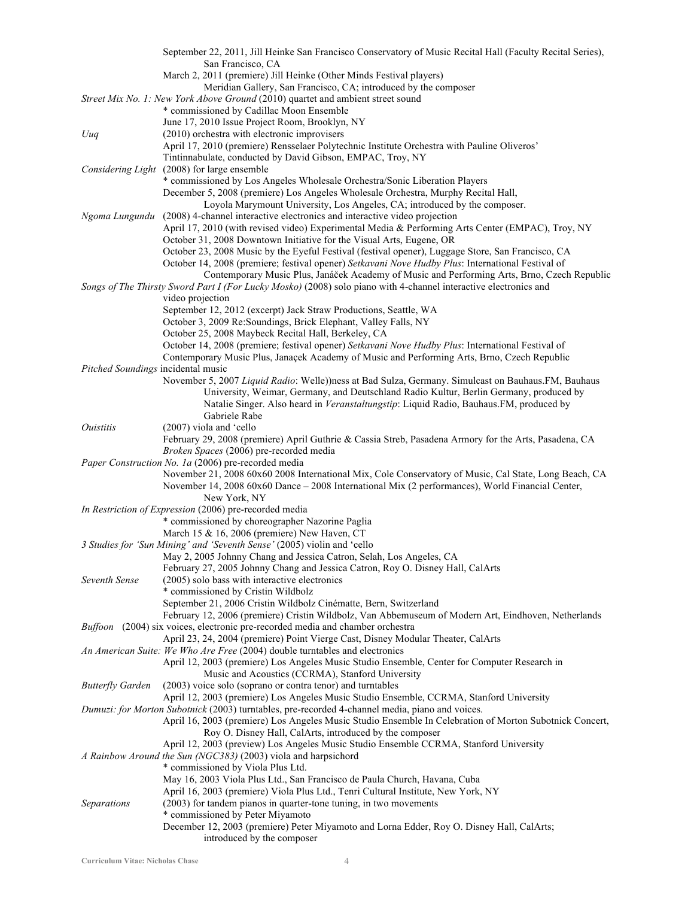September 22, 2011, Jill Heinke San Francisco Conservatory of Music Recital Hall (Faculty Recital Series), San Francisco, CA

March 2, 2011 (premiere) Jill Heinke (Other Minds Festival players) Meridian Gallery, San Francisco, CA; introduced by the composer

*Street Mix No. 1: New York Above Ground* (2010) quartet and ambient street sound

* commissioned by Cadillac Moon Ensemble

June 17, 2010 Issue Project Room, Brooklyn, NY

*Uuq* (2010) orchestra with electronic improvisers

April 17, 2010 (premiere) Rensselaer Polytechnic Institute Orchestra with Pauline Oliveros' Tintinnabulate, conducted by David Gibson, EMPAC, Troy, NY

*Considering Light* (2008) for large ensemble

* commissioned by Los Angeles Wholesale Orchestra/Sonic Liberation Players

December 5, 2008 (premiere) Los Angeles Wholesale Orchestra, Murphy Recital Hall, Loyola Marymount University, Los Angeles, CA; introduced by the composer.

*Ngoma Lungundu* (2008) 4-channel interactive electronics and interactive video projection

April 17, 2010 (with revised video) Experimental Media & Performing Arts Center (EMPAC), Troy, NY

October 31, 2008 Downtown Initiative for the Visual Arts, Eugene, OR

October 23, 2008 Music by the Eyeful Festival (festival opener), Luggage Store, San Francisco, CA

October 14, 2008 (premiere; festival opener) *Setkavani Nove Hudby Plus*: International Festival of Contemporary Music Plus, Janáček Academy of Music and Performing Arts, Brno, Czech Republic

*Songs of The Thirsty Sword Part I (For Lucky Mosko)* (2008) solo piano with 4-channel interactive electronics and video projection

September 12, 2012 (excerpt) Jack Straw Productions, Seattle, WA

October 3, 2009 Re:Soundings, Brick Elephant, Valley Falls, NY

October 25, 2008 Maybeck Recital Hall, Berkeley, CA

October 14, 2008 (premiere; festival opener) *Setkavani Nove Hudby Plus*: International Festival of Contemporary Music Plus, Janaçek Academy of Music and Performing Arts, Brno, Czech Republic

*Pitched Soundings* incidental music

November 5, 2007 *Liquid Radio*: Welle))ness at Bad Sulza, Germany. Simulcast on Bauhaus.FM, Bauhaus University, Weimar, Germany, and Deutschland Radio Kultur, Berlin Germany, produced by Natalie Singer. Also heard in *Veranstaltungstip*: Liquid Radio, Bauhaus.FM, produced by Gabriele Rabe

*Ouistitis* (2007) viola and 'cello

February 29, 2008 (premiere) April Guthrie & Cassia Streb, Pasadena Armory for the Arts, Pasadena, CA

*Broken Spaces* (2006) pre-recorded media

*Paper Construction No. 1a* (2006) pre-recorded media

November 21, 2008 60x60 2008 International Mix, Cole Conservatory of Music, Cal State, Long Beach, CA

November 14, 2008 60x60 Dance – 2008 International Mix (2 performances), World Financial Center, New York, NY

*In Restriction of Expression* (2006) pre-recorded media

* commissioned by choreographer Nazorine Paglia

March 15 & 16, 2006 (premiere) New Haven, CT

*3 Studies for 'Sun Mining' and 'Seventh Sense'* (2005) violin and 'cello

May 2, 2005 Johnny Chang and Jessica Catron, Selah, Los Angeles, CA

February 27, 2005 Johnny Chang and Jessica Catron, Roy O. Disney Hall, CalArts

*Seventh Sense* (2005) solo bass with interactive electronics

* commissioned by Cristin Wildbolz

September 21, 2006 Cristin Wildbolz Cinématte, Bern, Switzerland

February 12, 2006 (premiere) Cristin Wildbolz, Van Abbemuseum of Modern Art, Eindhoven, Netherlands

*Buffoon* (2004) six voices, electronic pre-recorded media and chamber orchestra

April 23, 24, 2004 (premiere) Point Vierge Cast, Disney Modular Theater, CalArts

*An American Suite: We Who Are Free* (2004) double turntables and electronics

April 12, 2003 (premiere) Los Angeles Music Studio Ensemble, Center for Computer Research in Music and Acoustics (CCRMA), Stanford University

*Butterfly Garden* (2003) voice solo (soprano or contra tenor) and turntables

April 12, 2003 (premiere) Los Angeles Music Studio Ensemble, CCRMA, Stanford University

*Dumuzi: for Morton Subotnick* (2003) turntables, pre-recorded 4-channel media, piano and voices.

April 16, 2003 (premiere) Los Angeles Music Studio Ensemble In Celebration of Morton Subotnick Concert, Roy O. Disney Hall, CalArts, introduced by the composer

April 12, 2003 (preview) Los Angeles Music Studio Ensemble CCRMA, Stanford University

*A Rainbow Around the Sun (NGC383)* (2003) viola and harpsichord

* commissioned by Viola Plus Ltd.

May 16, 2003 Viola Plus Ltd., San Francisco de Paula Church, Havana, Cuba

April 16, 2003 (premiere) Viola Plus Ltd., Tenri Cultural Institute, New York, NY

*Separations* (2003) for tandem pianos in quarter-tone tuning, in two movements

* commissioned by Peter Miyamoto

December 12, 2003 (premiere) Peter Miyamoto and Lorna Edder, Roy O. Disney Hall, CalArts; introduced by the composer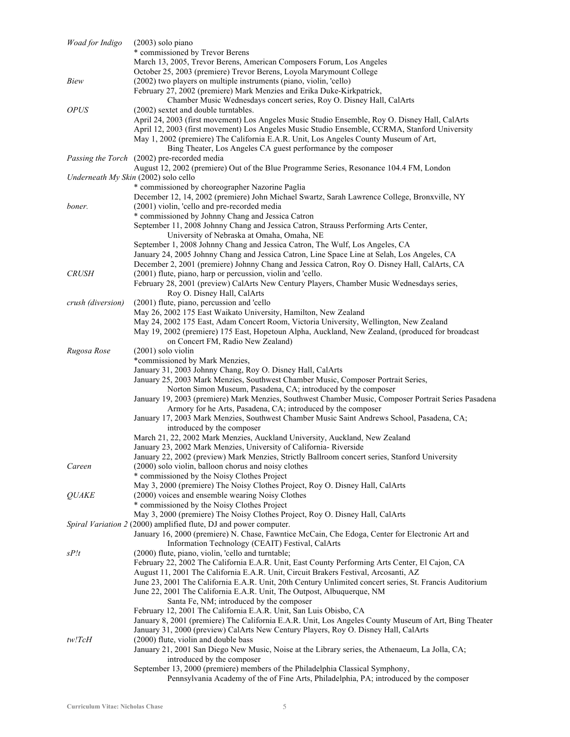*Woad for Indigo* (2003) solo piano
* commissioned by Trevor Berens
March 13, 2005, Trevor Berens, American Composers Forum, Los Angeles
October 25, 2003 (premiere) Trevor Berens, Loyola Marymount College

*Biew* (2002) two players on multiple instruments (piano, violin, 'cello)
February 27, 2002 (premiere) Mark Menzies and Erika Duke-Kirkpatrick, Chamber Music Wednesdays concert series, Roy O. Disney Hall, CalArts

*OPUS* (2002) sextet and double turntables.
April 24, 2003 (first movement) Los Angeles Music Studio Ensemble, Roy O. Disney Hall, CalArts
April 12, 2003 (first movement) Los Angeles Music Studio Ensemble, CCRMA, Stanford University
May 1, 2002 (premiere) The California E.A.R. Unit, Los Angeles County Museum of Art, Bing Theater, Los Angeles CA guest performance by the composer

*Passing the Torch* (2002) pre-recorded media
August 12, 2002 (premiere) Out of the Blue Programme Series, Resonance 104.4 FM, London

*Underneath My Skin* (2002) solo cello
* commissioned by choreographer Nazorine Paglia
December 12, 14, 2002 (premiere) John Michael Swartz, Sarah Lawrence College, Bronxville, NY

*boner.* (2001) violin, 'cello and pre-recorded media
* commissioned by Johnny Chang and Jessica Catron
September 11, 2008 Johnny Chang and Jessica Catron, Strauss Performing Arts Center, University of Nebraska at Omaha, Omaha, NE
September 1, 2008 Johnny Chang and Jessica Catron, The Wulf, Los Angeles, CA
January 24, 2005 Johnny Chang and Jessica Catron, Line Space Line at Selah, Los Angeles, CA
December 2, 2001 (premiere) Johnny Chang and Jessica Catron, Roy O. Disney Hall, CalArts, CA

*CRUSH* (2001) flute, piano, harp or percussion, violin and 'cello.
February 28, 2001 (preview) CalArts New Century Players, Chamber Music Wednesdays series, Roy O. Disney Hall, CalArts

*crush (diversion)* (2001) flute, piano, percussion and 'cello
May 26, 2002 175 East Waikato University, Hamilton, New Zealand
May 24, 2002 175 East, Adam Concert Room, Victoria University, Wellington, New Zealand
May 19, 2002 (premiere) 175 East, Hopetoun Alpha, Auckland, New Zealand, (produced for broadcast on Concert FM, Radio New Zealand)

*Rugosa Rose* (2001) solo violin
*commissioned by Mark Menzies,
January 31, 2003 Johnny Chang, Roy O. Disney Hall, CalArts
January 25, 2003 Mark Menzies, Southwest Chamber Music, Composer Portrait Series, Norton Simon Museum, Pasadena, CA; introduced by the composer
January 19, 2003 (premiere) Mark Menzies, Southwest Chamber Music, Composer Portrait Series Pasadena Armory for he Arts, Pasadena, CA; introduced by the composer
January 17, 2003 Mark Menzies, Southwest Chamber Music Saint Andrews School, Pasadena, CA; introduced by the composer
March 21, 22, 2002 Mark Menzies, Auckland University, Auckland, New Zealand
January 23, 2002 Mark Menzies, University of California- Riverside
January 22, 2002 (preview) Mark Menzies, Strictly Ballroom concert series, Stanford University

*Careen* (2000) solo violin, balloon chorus and noisy clothes
* commissioned by the Noisy Clothes Project
May 3, 2000 (premiere) The Noisy Clothes Project, Roy O. Disney Hall, CalArts

*QUAKE* (2000) voices and ensemble wearing Noisy Clothes
* commissioned by the Noisy Clothes Project
May 3, 2000 (premiere) The Noisy Clothes Project, Roy O. Disney Hall, CalArts

*Spiral Variation 2* (2000) amplified flute, DJ and power computer.
January 16, 2000 (premiere) N. Chase, Fawntice McCain, Che Edoga, Center for Electronic Art and Information Technology (CEAIT) Festival, CalArts

*sP!t* (2000) flute, piano, violin, 'cello and turntable;
February 22, 2002 The California E.A.R. Unit, East County Performing Arts Center, El Cajon, CA
August 11, 2001 The California E.A.R. Unit, Circuit Brakers Festival, Arcosanti, AZ
June 23, 2001 The California E.A.R. Unit, 20th Century Unlimited concert series, St. Francis Auditorium
June 22, 2001 The California E.A.R. Unit, The Outpost, Albuquerque, NM Santa Fe, NM; introduced by the composer
February 12, 2001 The California E.A.R. Unit, San Luis Obisbo, CA
January 8, 2001 (premiere) The California E.A.R. Unit, Los Angeles County Museum of Art, Bing Theater
January 31, 2000 (preview) CalArts New Century Players, Roy O. Disney Hall, CalArts

*tw!TcH* (2000) flute, violin and double bass
January 21, 2001 San Diego New Music, Noise at the Library series, the Athenaeum, La Jolla, CA; introduced by the composer
September 13, 2000 (premiere) members of the Philadelphia Classical Symphony, Pennsylvania Academy of the of Fine Arts, Philadelphia, PA; introduced by the composer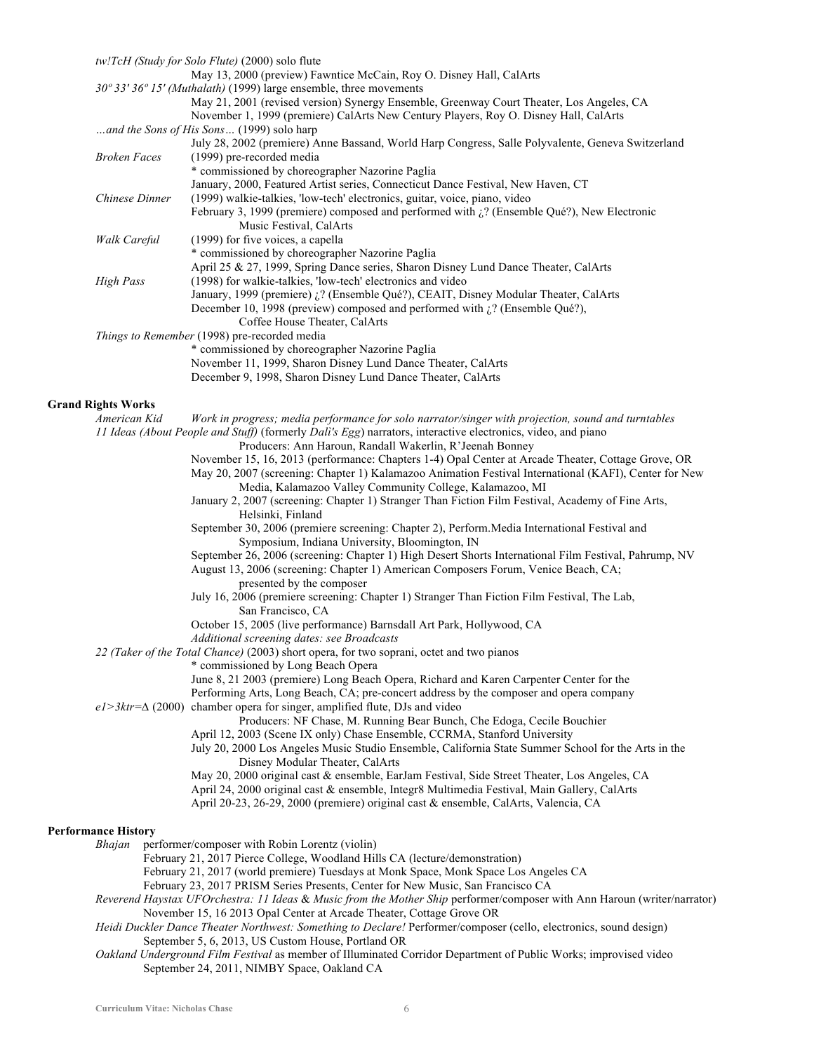*tw!TcH (Study for Solo Flute)* (2000) solo flute

May 13, 2000 (preview) Fawntice McCain, Roy O. Disney Hall, CalArts

*30º 33' 36º 15' (Muthalath)* (1999) large ensemble, three movements

May 21, 2001 (revised version) Synergy Ensemble, Greenway Court Theater, Los Angeles, CA
November 1, 1999 (premiere) CalArts New Century Players, Roy O. Disney Hall, CalArts

*…and the Sons of His Sons…* (1999) solo harp

July 28, 2002 (premiere) Anne Bassand, World Harp Congress, Salle Polyvalente, Geneva Switzerland

*Broken Faces* (1999) pre-recorded media

\* commissioned by choreographer Nazorine Paglia
January, 2000, Featured Artist series, Connecticut Dance Festival, New Haven, CT

*Chinese Dinner* (1999) walkie-talkies, 'low-tech' electronics, guitar, voice, piano, video

February 3, 1999 (premiere) composed and performed with ¿? (Ensemble Qué?), New Electronic Music Festival, CalArts

*Walk Careful* (1999) for five voices, a capella

\* commissioned by choreographer Nazorine Paglia
April 25 & 27, 1999, Spring Dance series, Sharon Disney Lund Dance Theater, CalArts

*High Pass* (1998) for walkie-talkies, 'low-tech' electronics and video

January, 1999 (premiere) ¿? (Ensemble Qué?), CEAIT, Disney Modular Theater, CalArts
December 10, 1998 (preview) composed and performed with ¿? (Ensemble Qué?), Coffee House Theater, CalArts

*Things to Remember* (1998) pre-recorded media

\* commissioned by choreographer Nazorine Paglia
November 11, 1999, Sharon Disney Lund Dance Theater, CalArts
December 9, 1998, Sharon Disney Lund Dance Theater, CalArts

**Grand Rights Works**

*American Kid* *Work in progress; media performance for solo narrator/singer with projection, sound and turntables*

*11 Ideas (About People and Stuff)* (formerly *Dali's Egg*) narrators, interactive electronics, video, and piano

Producers: Ann Haroun, Randall Wakerlin, R'Jeenah Bonney
November 15, 16, 2013 (performance: Chapters 1-4) Opal Center at Arcade Theater, Cottage Grove, OR
May 20, 2007 (screening: Chapter 1) Kalamazoo Animation Festival International (KAFI), Center for New Media, Kalamazoo Valley Community College, Kalamazoo, MI
January 2, 2007 (screening: Chapter 1) Stranger Than Fiction Film Festival, Academy of Fine Arts, Helsinki, Finland
September 30, 2006 (premiere screening: Chapter 2), Perform.Media International Festival and Symposium, Indiana University, Bloomington, IN
September 26, 2006 (screening: Chapter 1) High Desert Shorts International Film Festival, Pahrump, NV
August 13, 2006 (screening: Chapter 1) American Composers Forum, Venice Beach, CA; presented by the composer
July 16, 2006 (premiere screening: Chapter 1) Stranger Than Fiction Film Festival, The Lab, San Francisco, CA
October 15, 2005 (live performance) Barnsdall Art Park, Hollywood, CA
*Additional screening dates: see Broadcasts*

*22 (Taker of the Total Chance)* (2003) short opera, for two soprani, octet and two pianos

\* commissioned by Long Beach Opera
June 8, 21 2003 (premiere) Long Beach Opera, Richard and Karen Carpenter Center for the Performing Arts, Long Beach, CA; pre-concert address by the composer and opera company

*e1>3ktr=Δ* (2000) chamber opera for singer, amplified flute, DJs and video

Producers: NF Chase, M. Running Bear Bunch, Che Edoga, Cecile Bouchier
April 12, 2003 (Scene IX only) Chase Ensemble, CCRMA, Stanford University
July 20, 2000 Los Angeles Music Studio Ensemble, California State Summer School for the Arts in the Disney Modular Theater, CalArts
May 20, 2000 original cast & ensemble, EarJam Festival, Side Street Theater, Los Angeles, CA
April 24, 2000 original cast & ensemble, Integr8 Multimedia Festival, Main Gallery, CalArts
April 20-23, 26-29, 2000 (premiere) original cast & ensemble, CalArts, Valencia, CA

**Performance History**

*Bhajan* performer/composer with Robin Lorentz (violin)

February 21, 2017 Pierce College, Woodland Hills CA (lecture/demonstration)
February 21, 2017 (world premiere) Tuesdays at Monk Space, Monk Space Los Angeles CA
February 23, 2017 PRISM Series Presents, Center for New Music, San Francisco CA

*Reverend Haystax UFOrchestra: 11 Ideas* & *Music from the Mother Ship* performer/composer with Ann Haroun (writer/narrator)

November 15, 16 2013 Opal Center at Arcade Theater, Cottage Grove OR

*Heidi Duckler Dance Theater Northwest: Something to Declare!* Performer/composer (cello, electronics, sound design)

September 5, 6, 2013, US Custom House, Portland OR

*Oakland Underground Film Festival* as member of Illuminated Corridor Department of Public Works; improvised video

September 24, 2011, NIMBY Space, Oakland CA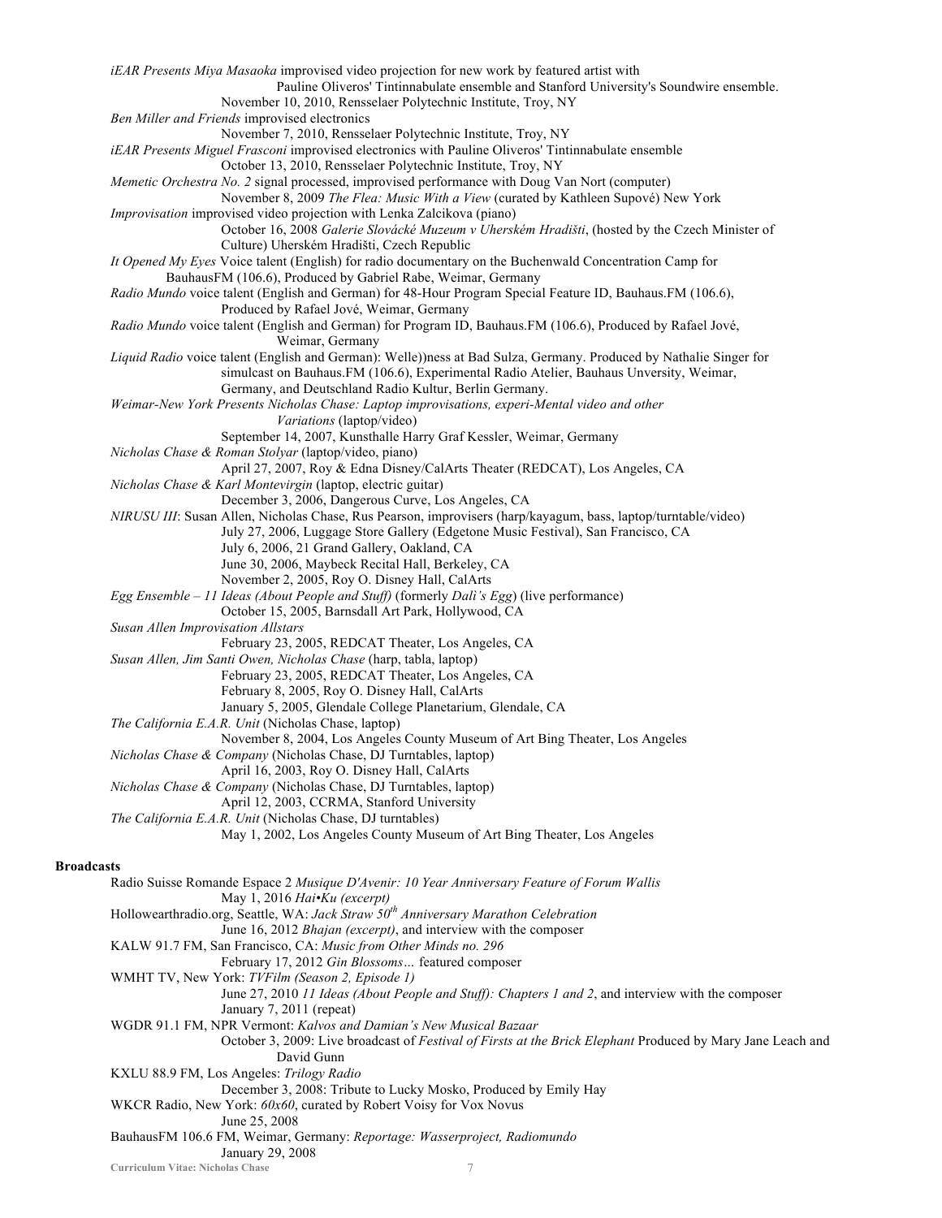*iEAR Presents Miya Masaoka* improvised video projection for new work by featured artist with Pauline Oliveros' Tintinnabulate ensemble and Stanford University's Soundwire ensemble.
November 10, 2010, Rensselaer Polytechnic Institute, Troy, NY

*Ben Miller and Friends* improvised electronics
November 7, 2010, Rensselaer Polytechnic Institute, Troy, NY

*iEAR Presents Miguel Frasconi* improvised electronics with Pauline Oliveros' Tintinnabulate ensemble
October 13, 2010, Rensselaer Polytechnic Institute, Troy, NY

*Memetic Orchestra No. 2* signal processed, improvised performance with Doug Van Nort (computer)
November 8, 2009 *The Flea: Music With a View* (curated by Kathleen Supové) New York

*Improvisation* improvised video projection with Lenka Zalcikova (piano)
October 16, 2008 *Galerie Slovácké Muzeum v Uherském Hradišti*, (hosted by the Czech Minister of Culture) Uherském Hradišti, Czech Republic

*It Opened My Eyes* Voice talent (English) for radio documentary on the Buchenwald Concentration Camp for BauhausFM (106.6), Produced by Gabriel Rabe, Weimar, Germany

*Radio Mundo* voice talent (English and German) for 48-Hour Program Special Feature ID, Bauhaus.FM (106.6), Produced by Rafael Jové, Weimar, Germany

*Radio Mundo* voice talent (English and German) for Program ID, Bauhaus.FM (106.6), Produced by Rafael Jové, Weimar, Germany

*Liquid Radio* voice talent (English and German): Welle))ness at Bad Sulza, Germany. Produced by Nathalie Singer for simulcast on Bauhaus.FM (106.6), Experimental Radio Atelier, Bauhaus Unversity, Weimar, Germany, and Deutschland Radio Kultur, Berlin Germany.

*Weimar-New York Presents Nicholas Chase: Laptop improvisations, experi-Mental video and other Variations* (laptop/video)
September 14, 2007, Kunsthalle Harry Graf Kessler, Weimar, Germany

*Nicholas Chase & Roman Stolyar* (laptop/video, piano)
April 27, 2007, Roy & Edna Disney/CalArts Theater (REDCAT), Los Angeles, CA

*Nicholas Chase & Karl Montevirgin* (laptop, electric guitar)
December 3, 2006, Dangerous Curve, Los Angeles, CA

*NIRUSU III*: Susan Allen, Nicholas Chase, Rus Pearson, improvisers (harp/kayagum, bass, laptop/turntable/video)
July 27, 2006, Luggage Store Gallery (Edgetone Music Festival), San Francisco, CA
July 6, 2006, 21 Grand Gallery, Oakland, CA
June 30, 2006, Maybeck Recital Hall, Berkeley, CA
November 2, 2005, Roy O. Disney Hall, CalArts

*Egg Ensemble – 11 Ideas (About People and Stuff)* (formerly *Dali's Egg*) (live performance)
October 15, 2005, Barnsdall Art Park, Hollywood, CA

*Susan Allen Improvisation Allstars*
February 23, 2005, REDCAT Theater, Los Angeles, CA

*Susan Allen, Jim Santi Owen, Nicholas Chase* (harp, tabla, laptop)
February 23, 2005, REDCAT Theater, Los Angeles, CA
February 8, 2005, Roy O. Disney Hall, CalArts
January 5, 2005, Glendale College Planetarium, Glendale, CA

*The California E.A.R. Unit* (Nicholas Chase, laptop)
November 8, 2004, Los Angeles County Museum of Art Bing Theater, Los Angeles

*Nicholas Chase & Company* (Nicholas Chase, DJ Turntables, laptop)
April 16, 2003, Roy O. Disney Hall, CalArts

*Nicholas Chase & Company* (Nicholas Chase, DJ Turntables, laptop)
April 12, 2003, CCRMA, Stanford University

*The California E.A.R. Unit* (Nicholas Chase, DJ turntables)
May 1, 2002, Los Angeles County Museum of Art Bing Theater, Los Angeles

**Broadcasts**

Radio Suisse Romande Espace 2 *Musique D'Avenir: 10 Year Anniversary Feature of Forum Wallis*
May 1, 2016 *Hai•Ku (excerpt)*

Hollowearthradio.org, Seattle, WA: *Jack Straw 50th Anniversary Marathon Celebration*
June 16, 2012 *Bhajan (excerpt)*, and interview with the composer

KALW 91.7 FM, San Francisco, CA: *Music from Other Minds no. 296*
February 17, 2012 *Gin Blossoms…* featured composer

WMHT TV, New York: *TVFilm (Season 2, Episode 1)*
June 27, 2010 *11 Ideas (About People and Stuff): Chapters 1 and 2*, and interview with the composer
January 7, 2011 (repeat)

WGDR 91.1 FM, NPR Vermont: *Kalvos and Damian's New Musical Bazaar*
October 3, 2009: Live broadcast of *Festival of Firsts at the Brick Elephant* Produced by Mary Jane Leach and David Gunn

KXLU 88.9 FM, Los Angeles: *Trilogy Radio*
December 3, 2008: Tribute to Lucky Mosko, Produced by Emily Hay

WKCR Radio, New York: *60x60*, curated by Robert Voisy for Vox Novus
June 25, 2008

BauhausFM 106.6 FM, Weimar, Germany: *Reportage: Wasserproject, Radiomundo*
January 29, 2008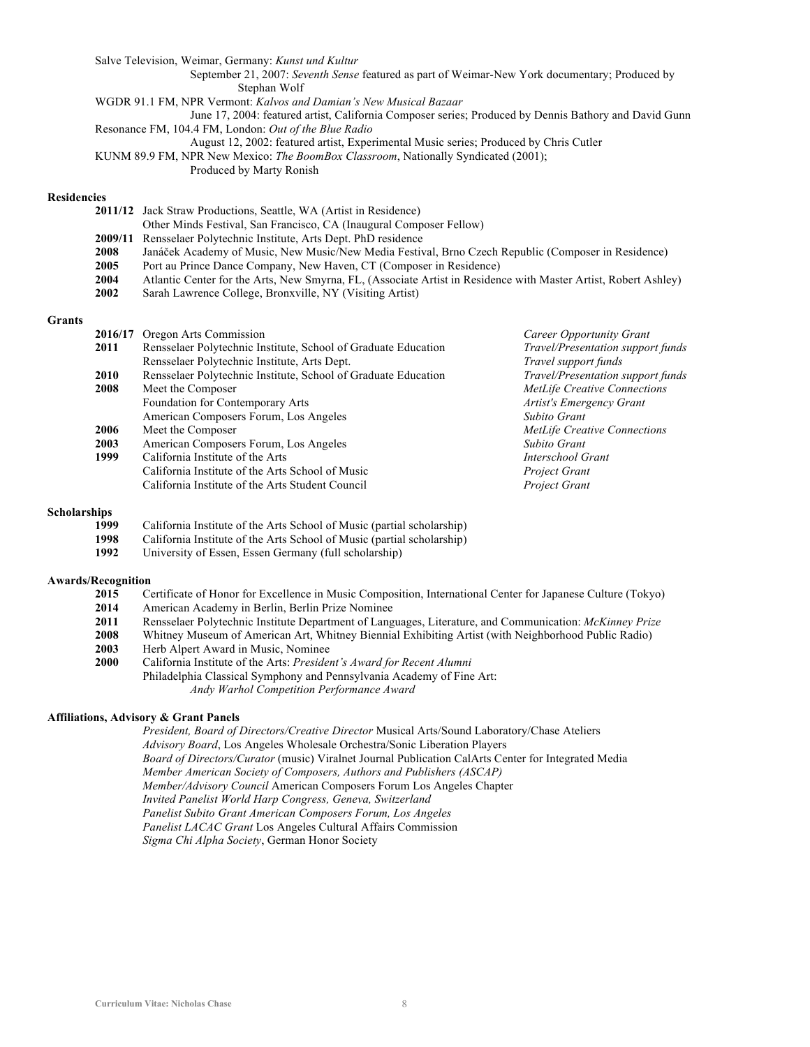Salve Television, Weimar, Germany: *Kunst und Kultur*

September 21, 2007: *Seventh Sense* featured as part of Weimar-New York documentary; Produced by Stephan Wolf

WGDR 91.1 FM, NPR Vermont: *Kalvos and Damian's New Musical Bazaar*

June 17, 2004: featured artist, California Composer series; Produced by Dennis Bathory and David Gunn

Resonance FM, 104.4 FM, London: *Out of the Blue Radio*

August 12, 2002: featured artist, Experimental Music series; Produced by Chris Cutler

KUNM 89.9 FM, NPR New Mexico: *The BoomBox Classroom*, Nationally Syndicated (2001); Produced by Marty Ronish

**Residencies**

- **2011/12** Jack Straw Productions, Seattle, WA (Artist in Residence)
  Other Minds Festival, San Francisco, CA (Inaugural Composer Fellow)
- **2009/11** Rensselaer Polytechnic Institute, Arts Dept. PhD residence
- **2008** Janáček Academy of Music, New Music/New Media Festival, Brno Czech Republic (Composer in Residence)
- **2005** Port au Prince Dance Company, New Haven, CT (Composer in Residence)
- **2004** Atlantic Center for the Arts, New Smyrna, FL, (Associate Artist in Residence with Master Artist, Robert Ashley)
- **2002** Sarah Lawrence College, Bronxville, NY (Visiting Artist)

**Grants**

| | | |
|---|---|---|
| **2016/17** | Oregon Arts Commission | *Career Opportunity Grant* |
| **2011** | Rensselaer Polytechnic Institute, School of Graduate Education | *Travel/Presentation support funds* |
| | Rensselaer Polytechnic Institute, Arts Dept. | *Travel support funds* |
| **2010** | Rensselaer Polytechnic Institute, School of Graduate Education | *Travel/Presentation support funds* |
| **2008** | Meet the Composer | *MetLife Creative Connections* |
| | Foundation for Contemporary Arts | *Artist's Emergency Grant* |
| | American Composers Forum, Los Angeles | *Subito Grant* |
| **2006** | Meet the Composer | *MetLife Creative Connections* |
| **2003** | American Composers Forum, Los Angeles | *Subito Grant* |
| **1999** | California Institute of the Arts | *Interschool Grant* |
| | California Institute of the Arts School of Music | *Project Grant* |
| | California Institute of the Arts Student Council | *Project Grant* |

**Scholarships**

- **1999** California Institute of the Arts School of Music (partial scholarship)
- **1998** California Institute of the Arts School of Music (partial scholarship)
- **1992** University of Essen, Essen Germany (full scholarship)

**Awards/Recognition**

- **2015** Certificate of Honor for Excellence in Music Composition, International Center for Japanese Culture (Tokyo)
- **2014** American Academy in Berlin, Berlin Prize Nominee
- **2011** Rensselaer Polytechnic Institute Department of Languages, Literature, and Communication: *McKinney Prize*
- **2008** Whitney Museum of American Art, Whitney Biennial Exhibiting Artist (with Neighborhood Public Radio)
- **2003** Herb Alpert Award in Music, Nominee
- **2000** California Institute of the Arts: *President's Award for Recent Alumni*
  Philadelphia Classical Symphony and Pennsylvania Academy of Fine Art: *Andy Warhol Competition Performance Award*

**Affiliations, Advisory & Grant Panels**

*President, Board of Directors/Creative Director* Musical Arts/Sound Laboratory/Chase Ateliers
*Advisory Board*, Los Angeles Wholesale Orchestra/Sonic Liberation Players
*Board of Directors/Curator* (music) Viralnet Journal Publication CalArts Center for Integrated Media
*Member American Society of Composers, Authors and Publishers (ASCAP)*
*Member/Advisory Council* American Composers Forum Los Angeles Chapter
*Invited Panelist World Harp Congress, Geneva, Switzerland*
*Panelist Subito Grant American Composers Forum, Los Angeles*
*Panelist LACAC Grant* Los Angeles Cultural Affairs Commission
*Sigma Chi Alpha Society*, German Honor Society